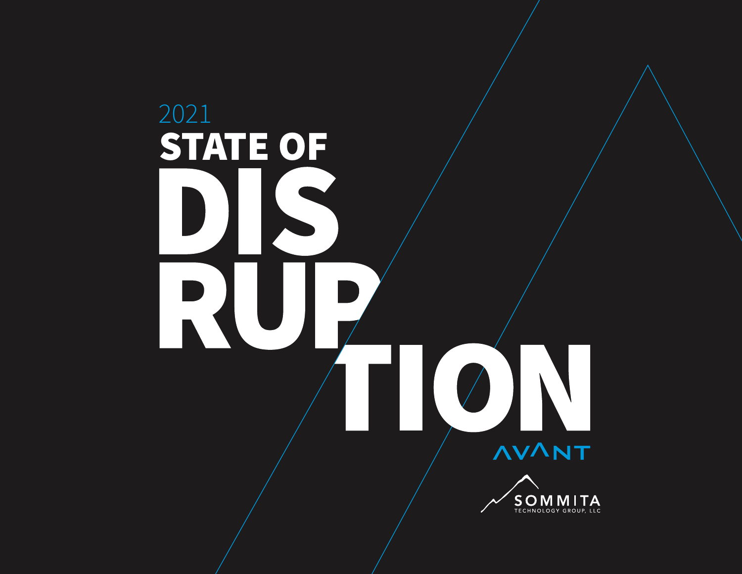2021

# STATE OF DISRUPTION

AVANT

SOMMITA
TECHNOLOGY GROUP, LLC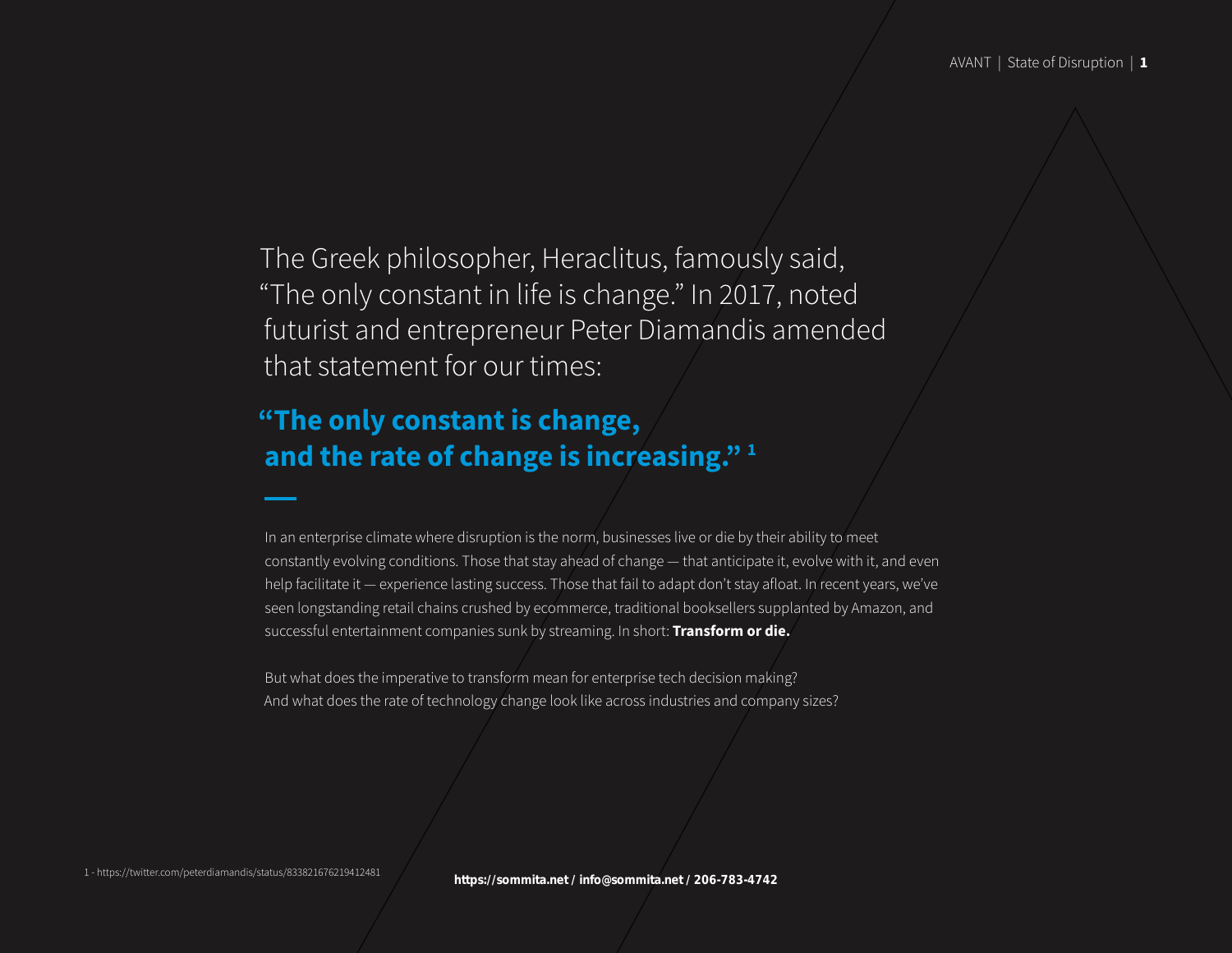The Greek philosopher, Heraclitus, famously said, "The only constant in life is change." In 2017, noted futurist and entrepreneur Peter Diamandis amended that statement for our times:

**"The only constant is change, and the rate of change is increasing."** [1]

In an enterprise climate where disruption is the norm, businesses live or die by their ability to meet constantly evolving conditions. Those that stay ahead of change — that anticipate it, evolve with it, and even help facilitate it — experience lasting success. Those that fail to adapt don't stay afloat. In recent years, we've seen longstanding retail chains crushed by ecommerce, traditional booksellers supplanted by Amazon, and successful entertainment companies sunk by streaming. In short: **Transform or die.**

But what does the imperative to transform mean for enterprise tech decision making? And what does the rate of technology change look like across industries and company sizes?

1 - https://twitter.com/peterdiamandis/status/833821676219412481

**https://sommita.net / info@sommita.net / 206-783-4742**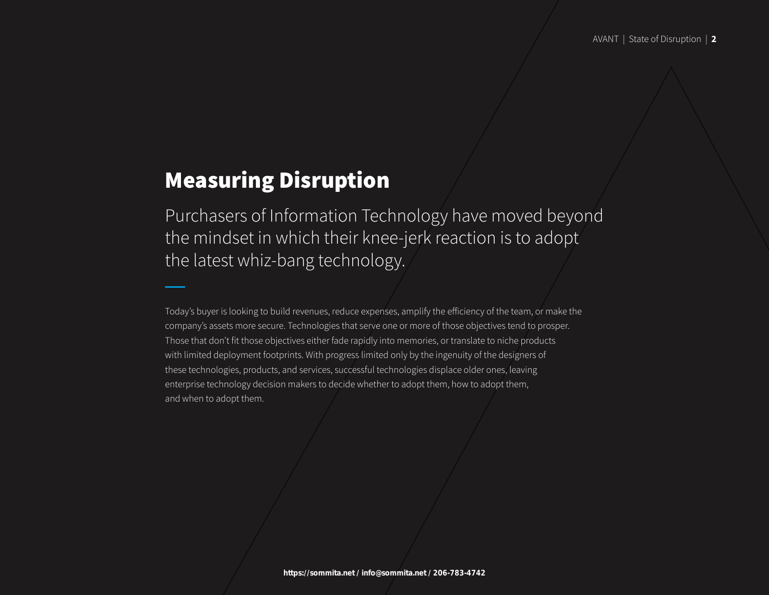# Measuring Disruption

Purchasers of Information Technology have moved beyond the mindset in which their knee-jerk reaction is to adopt the latest whiz-bang technology.

Today's buyer is looking to build revenues, reduce expenses, amplify the efficiency of the team, or make the company's assets more secure. Technologies that serve one or more of those objectives tend to prosper. Those that don't fit those objectives either fade rapidly into memories, or translate to niche products with limited deployment footprints. With progress limited only by the ingenuity of the designers of these technologies, products, and services, successful technologies displace older ones, leaving enterprise technology decision makers to decide whether to adopt them, how to adopt them, and when to adopt them.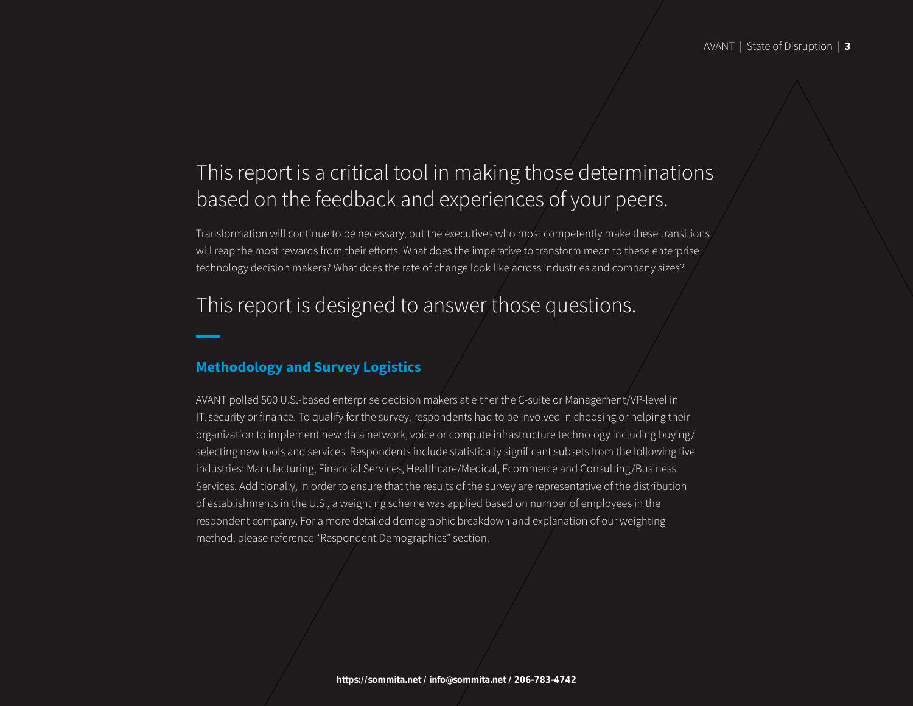## This report is a critical tool in making those determinations based on the feedback and experiences of your peers.

Transformation will continue to be necessary, but the executives who most competently make these transitions will reap the most rewards from their efforts. What does the imperative to transform mean to these enterprise technology decision makers? What does the rate of change look like across industries and company sizes?

## This report is designed to answer those questions.

### Methodology and Survey Logistics

AVANT polled 500 U.S.-based enterprise decision makers at either the C-suite or Management/VP-level in IT, security or finance. To qualify for the survey, respondents had to be involved in choosing or helping their organization to implement new data network, voice or compute infrastructure technology including buying/selecting new tools and services. Respondents include statistically significant subsets from the following five industries: Manufacturing, Financial Services, Healthcare/Medical, Ecommerce and Consulting/Business Services. Additionally, in order to ensure that the results of the survey are representative of the distribution of establishments in the U.S., a weighting scheme was applied based on number of employees in the respondent company. For a more detailed demographic breakdown and explanation of our weighting method, please reference "Respondent Demographics" section.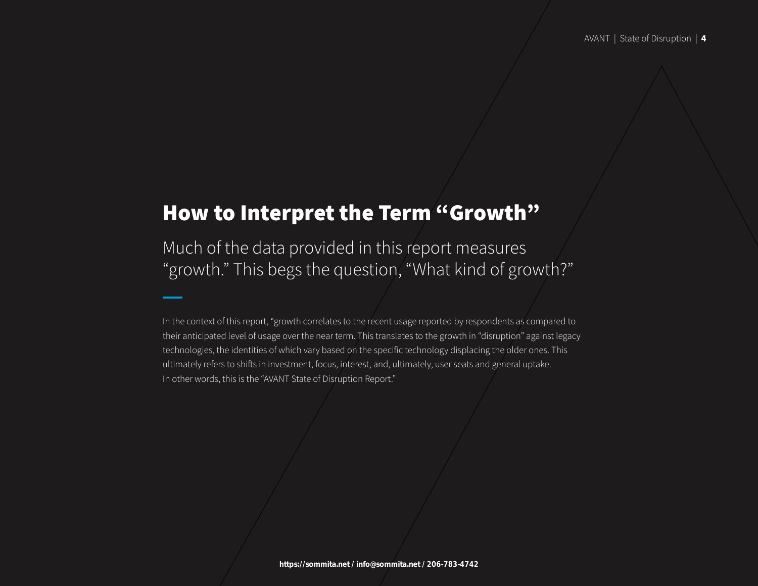# How to Interpret the Term "Growth"

Much of the data provided in this report measures "growth." This begs the question, "What kind of growth?"

In the context of this report, "growth correlates to the recent usage reported by respondents as compared to their anticipated level of usage over the near term. This translates to the growth in "disruption" against legacy technologies, the identities of which vary based on the specific technology displacing the older ones. This ultimately refers to shifts in investment, focus, interest, and, ultimately, user seats and general uptake. In other words, this is the "AVANT State of Disruption Report."

**https://sommita.net / info@sommita.net / 206-783-4742**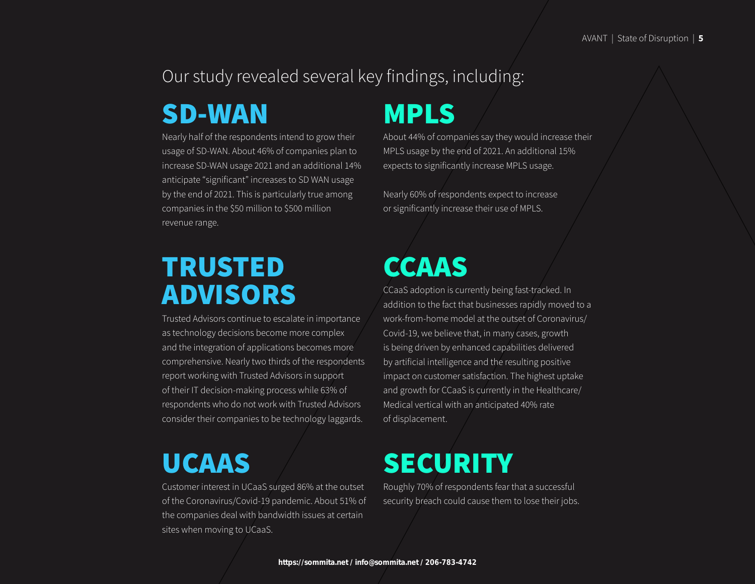Our study revealed several key findings, including:

## SD-WAN

Nearly half of the respondents intend to grow their usage of SD-WAN. About 46% of companies plan to increase SD-WAN usage 2021 and an additional 14% anticipate “significant” increases to SD WAN usage by the end of 2021. This is particularly true among companies in the $50 million to $500 million revenue range.

## MPLS

About 44% of companies say they would increase their MPLS usage by the end of 2021. An additional 15% expects to significantly increase MPLS usage.

Nearly 60% of respondents expect to increase or significantly increase their use of MPLS.

## TRUSTED ADVISORS

Trusted Advisors continue to escalate in importance as technology decisions become more complex and the integration of applications becomes more comprehensive. Nearly two thirds of the respondents report working with Trusted Advisors in support of their IT decision-making process while 63% of respondents who do not work with Trusted Advisors consider their companies to be technology laggards.

## CCAAS

CCaaS adoption is currently being fast-tracked. In addition to the fact that businesses rapidly moved to a work-from-home model at the outset of Coronavirus/Covid-19, we believe that, in many cases, growth is being driven by enhanced capabilities delivered by artificial intelligence and the resulting positive impact on customer satisfaction. The highest uptake and growth for CCaaS is currently in the Healthcare/Medical vertical with an anticipated 40% rate of displacement.

## UCAAS

Customer interest in UCaaS surged 86% at the outset of the Coronavirus/Covid-19 pandemic. About 51% of the companies deal with bandwidth issues at certain sites when moving to UCaaS.

## SECURITY

Roughly 70% of respondents fear that a successful security breach could cause them to lose their jobs.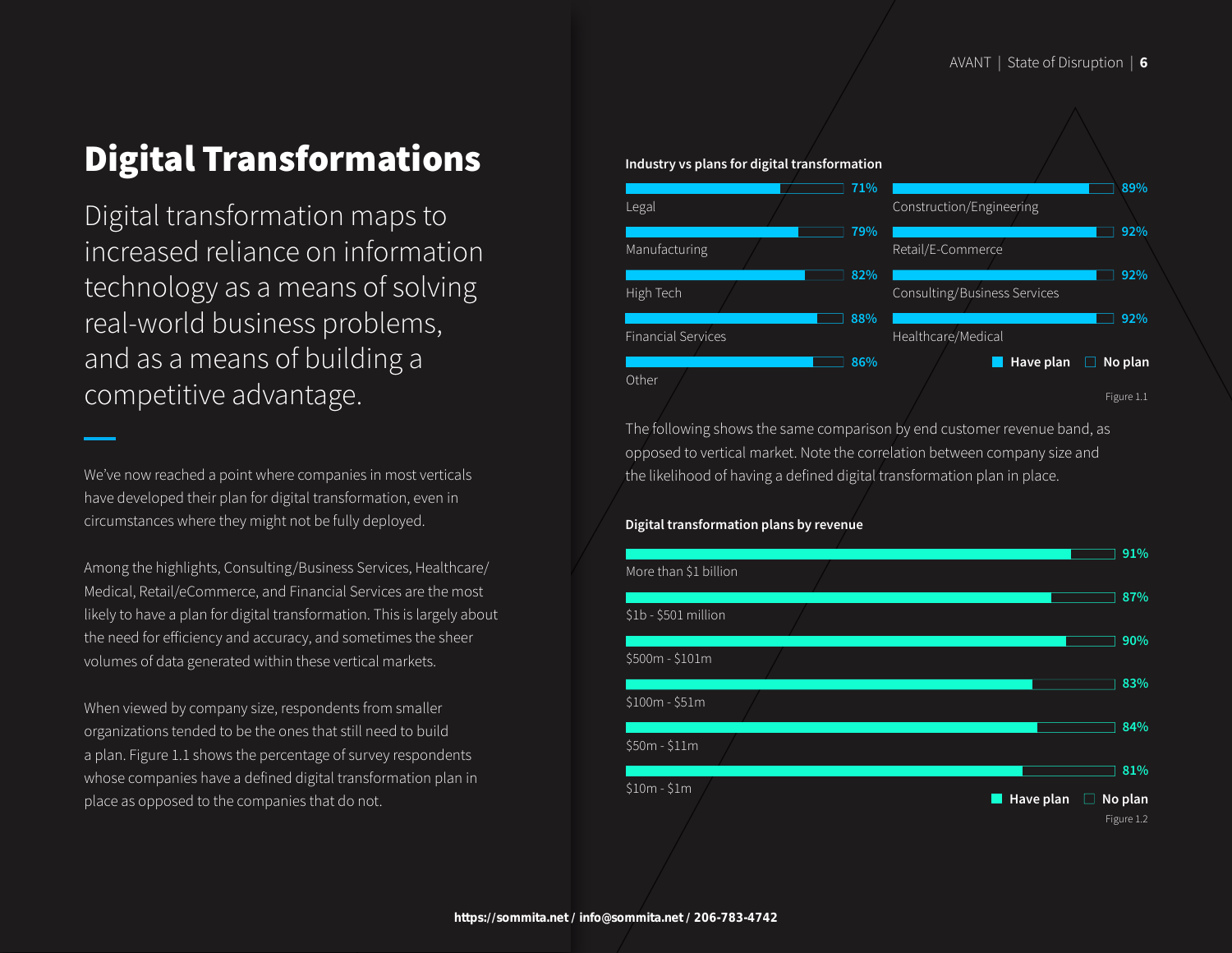# Digital Transformations

Digital transformation maps to increased reliance on information technology as a means of solving real-world business problems, and as a means of building a competitive advantage.

We've now reached a point where companies in most verticals have developed their plan for digital transformation, even in circumstances where they might not be fully deployed.

Among the highlights, Consulting/Business Services, Healthcare/Medical, Retail/eCommerce, and Financial Services are the most likely to have a plan for digital transformation. This is largely about the need for efficiency and accuracy, and sometimes the sheer volumes of data generated within these vertical markets.

When viewed by company size, respondents from smaller organizations tended to be the ones that still need to build a plan. Figure 1.1 shows the percentage of survey respondents whose companies have a defined digital transformation plan in place as opposed to the companies that do not.

**Industry vs plans for digital transformation**

| Industry | Have plan |
| --- | --- |
| Legal | 71% |
| Manufacturing | 79% |
| High Tech | 82% |
| Financial Services | 88% |
| Other | 86% |
| Construction/Engineering | 89% |
| Retail/E-Commerce | 92% |
| Consulting/Business Services | 92% |
| Healthcare/Medical | 92% |

Have plan / No plan

Figure 1.1

The following shows the same comparison by end customer revenue band, as opposed to vertical market. Note the correlation between company size and the likelihood of having a defined digital transformation plan in place.

**Digital transformation plans by revenue**

| Revenue | Have plan |
| --- | --- |
| More than $1 billion | 91% |
| $1b - $501 million | 87% |
| $500m - $101m | 90% |
| $100m - $51m | 83% |
| $50m - $11m | 84% |
| $10m - $1m | 81% |

Have plan / No plan

Figure 1.2

https://sommita.net / info@sommita.net / 206-783-4742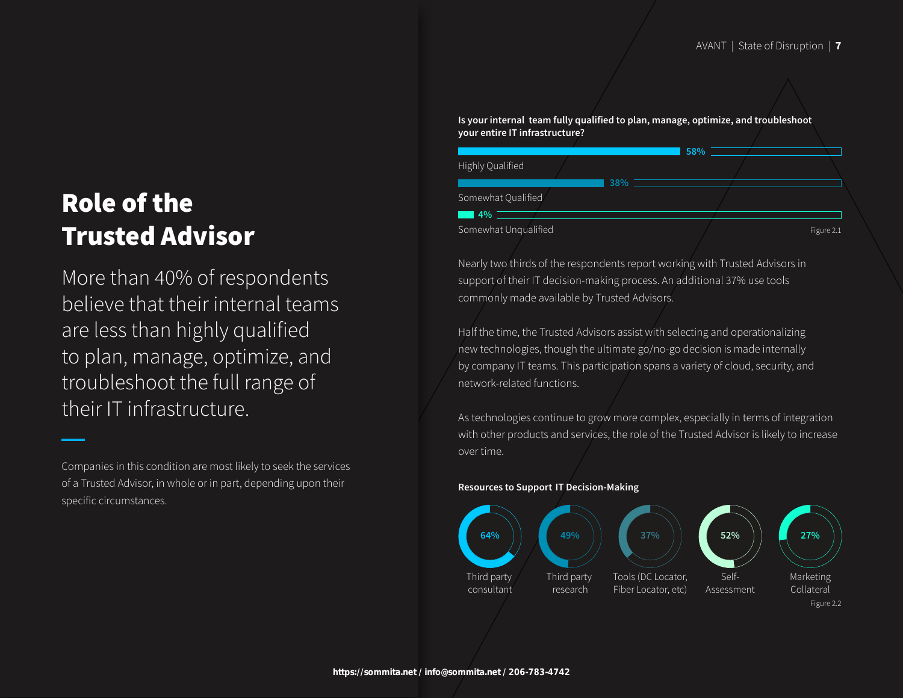# Role of the Trusted Advisor

More than 40% of respondents believe that their internal teams are less than highly qualified to plan, manage, optimize, and troubleshoot the full range of their IT infrastructure.

Companies in this condition are most likely to seek the services of a Trusted Advisor, in whole or in part, depending upon their specific circumstances.

**Is your internal team fully qualified to plan, manage, optimize, and troubleshoot your entire IT infrastructure?**

| Response | Percentage |
|---|---|
| Highly Qualified | 58% |
| Somewhat Qualified | 38% |
| Somewhat Unqualified | 4% |

Figure 2.1

Nearly two thirds of the respondents report working with Trusted Advisors in support of their IT decision-making process. An additional 37% use tools commonly made available by Trusted Advisors.

Half the time, the Trusted Advisors assist with selecting and operationalizing new technologies, though the ultimate go/no-go decision is made internally by company IT teams. This participation spans a variety of cloud, security, and network-related functions.

As technologies continue to grow more complex, especially in terms of integration with other products and services, the role of the Trusted Advisor is likely to increase over time.

**Resources to Support IT Decision-Making**

| Resource | Percentage |
|---|---|
| Third party consultant | 64% |
| Third party research | 49% |
| Tools (DC Locator, Fiber Locator, etc) | 37% |
| Self-Assessment | 52% |
| Marketing Collateral | 27% |

Figure 2.2

**https://sommita.net / info@sommita.net / 206-783-4742**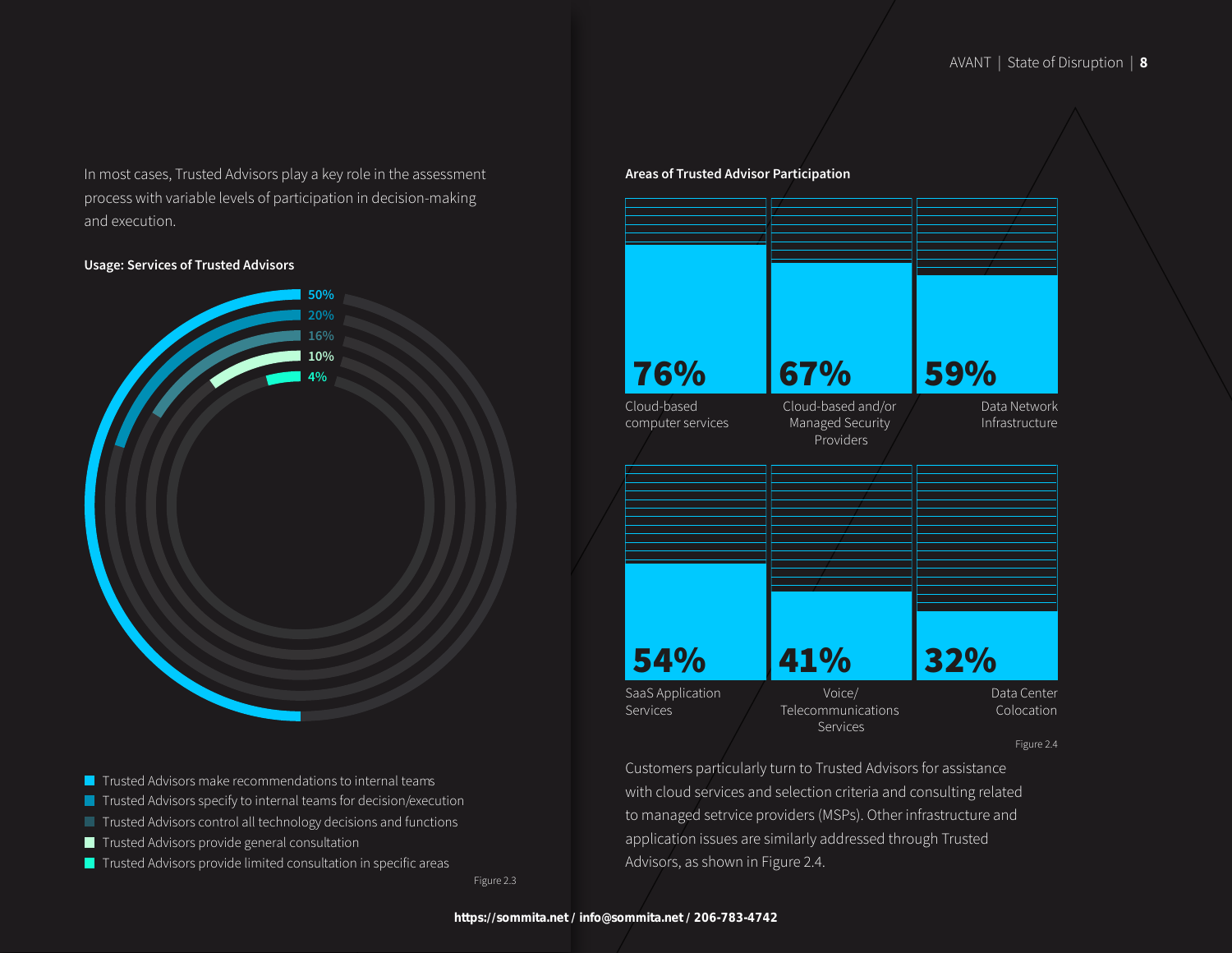In most cases, Trusted Advisors play a key role in the assessment process with variable levels of participation in decision-making and execution.

**Usage: Services of Trusted Advisors**

| Usage | Percentage |
|---|---|
| Trusted Advisors make recommendations to internal teams | 50% |
| Trusted Advisors specify to internal teams for decision/execution | 20% |
| Trusted Advisors control all technology decisions and functions | 16% |
| Trusted Advisors provide general consultation | 10% |
| Trusted Advisors provide limited consultation in specific areas | 4% |

Figure 2.3

**Areas of Trusted Advisor Participation**

| Area | Percentage |
|---|---|
| Cloud-based computer services | 76% |
| Cloud-based and/or Managed Security Providers | 67% |
| Data Network Infrastructure | 59% |
| SaaS Application Services | 54% |
| Voice/ Telecommunications Services | 41% |
| Data Center Colocation | 32% |

Figure 2.4

Customers particularly turn to Trusted Advisors for assistance with cloud services and selection criteria and consulting related to managed setrvice providers (MSPs). Other infrastructure and application issues are similarly addressed through Trusted Advisors, as shown in Figure 2.4.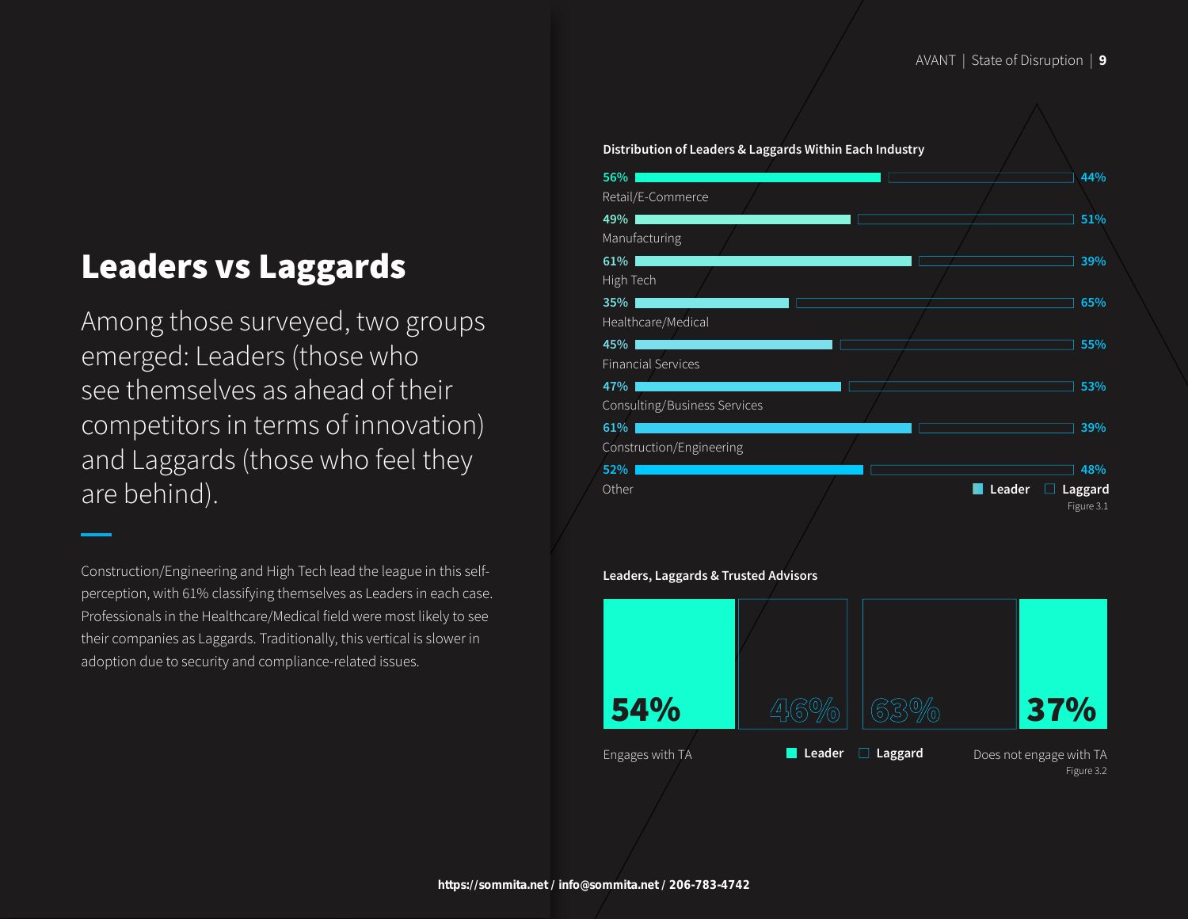# Leaders vs Laggards

Among those surveyed, two groups emerged: Leaders (those who see themselves as ahead of their competitors in terms of innovation) and Laggards (those who feel they are behind).

Construction/Engineering and High Tech lead the league in this self-perception, with 61% classifying themselves as Leaders in each case. Professionals in the Healthcare/Medical field were most likely to see their companies as Laggards. Traditionally, this vertical is slower in adoption due to security and compliance-related issues.

**Distribution of Leaders & Laggards Within Each Industry**

| Industry | Leader | Laggard |
|---|---|---|
| Retail/E-Commerce | 56% | 44% |
| Manufacturing | 49% | 51% |
| High Tech | 61% | 39% |
| Healthcare/Medical | 35% | 65% |
| Financial Services | 45% | 55% |
| Consulting/Business Services | 47% | 53% |
| Construction/Engineering | 61% | 39% |
| Other | 52% | 48% |

Figure 3.1

**Leaders, Laggards & Trusted Advisors**

| | Leader | Laggard |
|---|---|---|
| Engages with TA | 54% | 46% |
| Does not engage with TA | 37% | 63% |

Figure 3.2

https://sommita.net / info@sommita.net / 206-783-4742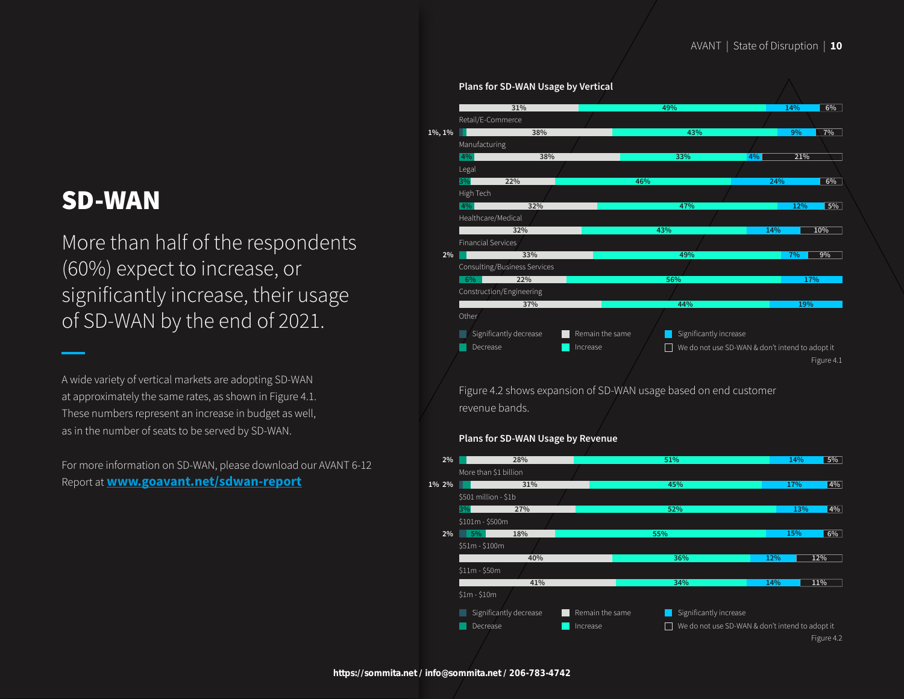# SD-WAN

More than half of the respondents (60%) expect to increase, or significantly increase, their usage of SD-WAN by the end of 2021.

A wide variety of vertical markets are adopting SD-WAN at approximately the same rates, as shown in Figure 4.1. These numbers represent an increase in budget as well, as in the number of seats to be served by SD-WAN.

For more information on SD-WAN, please download our AVANT 6-12 Report at **[www.goavant.net/sdwan-report](http://www.goavant.net/sdwan-report)**

### Plans for SD-WAN Usage by Vertical

| Vertical | Significantly decrease | Decrease | Remain the same | Increase | Significantly increase | We do not use SD-WAN & don't intend to adopt it |
|---|---|---|---|---|---|---|
| Retail/E-Commerce | | | 31% | 49% | 14% | 6% |
| Manufacturing | 1% | 1% | 38% | 43% | 9% | 7% |
| Legal | | 4% | 38% | 33% | 4% | 21% |
| High Tech | | 3% | 22% | 46% | 24% | 6% |
| Healthcare/Medical | | 4% | 32% | 47% | 12% | 5% |
| Financial Services | | | 32% | 43% | 14% | 10% |
| Consulting/Business Services | | 2% | 33% | 49% | 7% | 9% |
| Construction/Engineering | | 6% | 22% | 56% | 17% | |
| Other | | | 37% | 44% | 19% | |

Figure 4.1

Figure 4.2 shows expansion of SD-WAN usage based on end customer revenue bands.

### Plans for SD-WAN Usage by Revenue

| Revenue | Significantly decrease | Decrease | Remain the same | Increase | Significantly increase | We do not use SD-WAN & don't intend to adopt it |
|---|---|---|---|---|---|---|
| More than $1 billion | | 2% | 28% | 51% | 14% | 5% |
| $501 million - $1b | 1% | 2% | 31% | 45% | 17% | 4% |
| $101m - $500m | | 3% | 27% | 52% | 13% | 4% |
| $51m - $100m | 2% | 5% | 18% | 55% | 15% | 6% |
| $11m - $50m | | | 40% | 36% | 12% | 12% |
| $1m - $10m | | | 41% | 34% | 14% | 11% |

Figure 4.2

**https://sommita.net / info@sommita.net / 206-783-4742**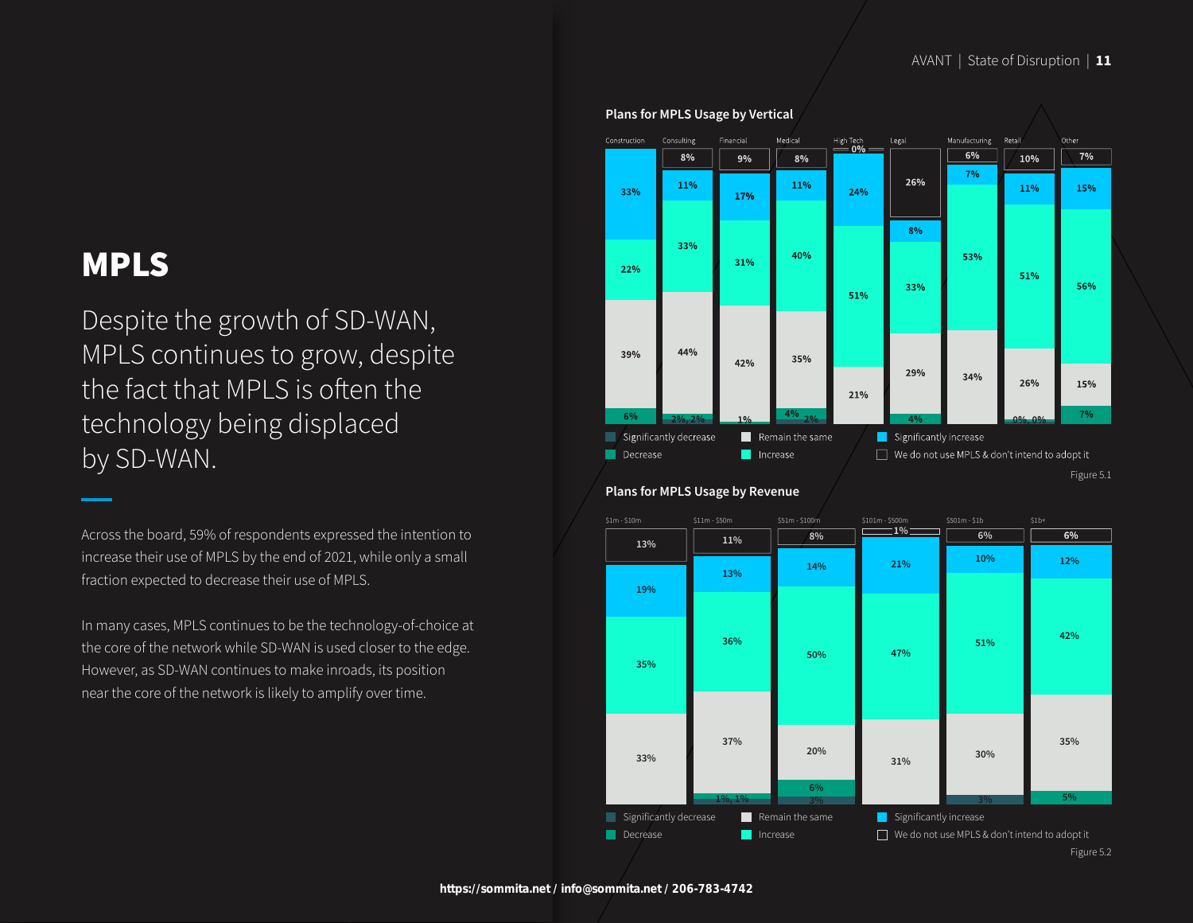# MPLS

Despite the growth of SD-WAN, MPLS continues to grow, despite the fact that MPLS is often the technology being displaced by SD-WAN.

Across the board, 59% of respondents expressed the intention to increase their use of MPLS by the end of 2021, while only a small fraction expected to decrease their use of MPLS.

In many cases, MPLS continues to be the technology-of-choice at the core of the network while SD-WAN is used closer to the edge. However, as SD-WAN continues to make inroads, its position near the core of the network is likely to amplify over time.

## Plans for MPLS Usage by Vertical

| Vertical | We do not use MPLS & don't intend to adopt it | Significantly increase | Increase | Remain the same | Decrease | Significantly decrease |
|---|---|---|---|---|---|---|
| Construction | | 33% | 22% | 39% | 6% | |
| Consulting | 8% | 11% | 33% | 44% | 2% | 2% |
| Financial | 9% | 17% | 31% | 42% | 1% | |
| Medical | 8% | 11% | 40% | 35% | 4% | 2% |
| High Tech | 0% | 24% | 51% | 21% | | |
| Legal | 26% | 8% | 33% | 29% | 4% | |
| Manufacturing | 6% | 7% | 53% | 34% | | |
| Retail | 10% | 11% | 51% | 26% | 0% | 0% |
| Other | 7% | 15% | 56% | 15% | 7% | |

Figure 5.1

## Plans for MPLS Usage by Revenue

| Revenue | We do not use MPLS & don't intend to adopt it | Significantly increase | Increase | Remain the same | Decrease | Significantly decrease |
|---|---|---|---|---|---|---|
| $1m - $10m | 13% | 19% | 35% | 33% | | |
| $11m - $50m | 11% | 13% | 36% | 37% | 1% | 1% |
| $51m - $100m | 8% | 14% | 50% | 20% | 6% | 3% |
| $101m - $500m | 1% | 21% | 47% | 31% | | |
| $501m - $1b | 6% | 10% | 51% | 30% | | 3% |
| $1b+ | 6% | 12% | 42% | 35% | 5% | |

Figure 5.2

https://sommita.net / info@sommita.net / 206-783-4742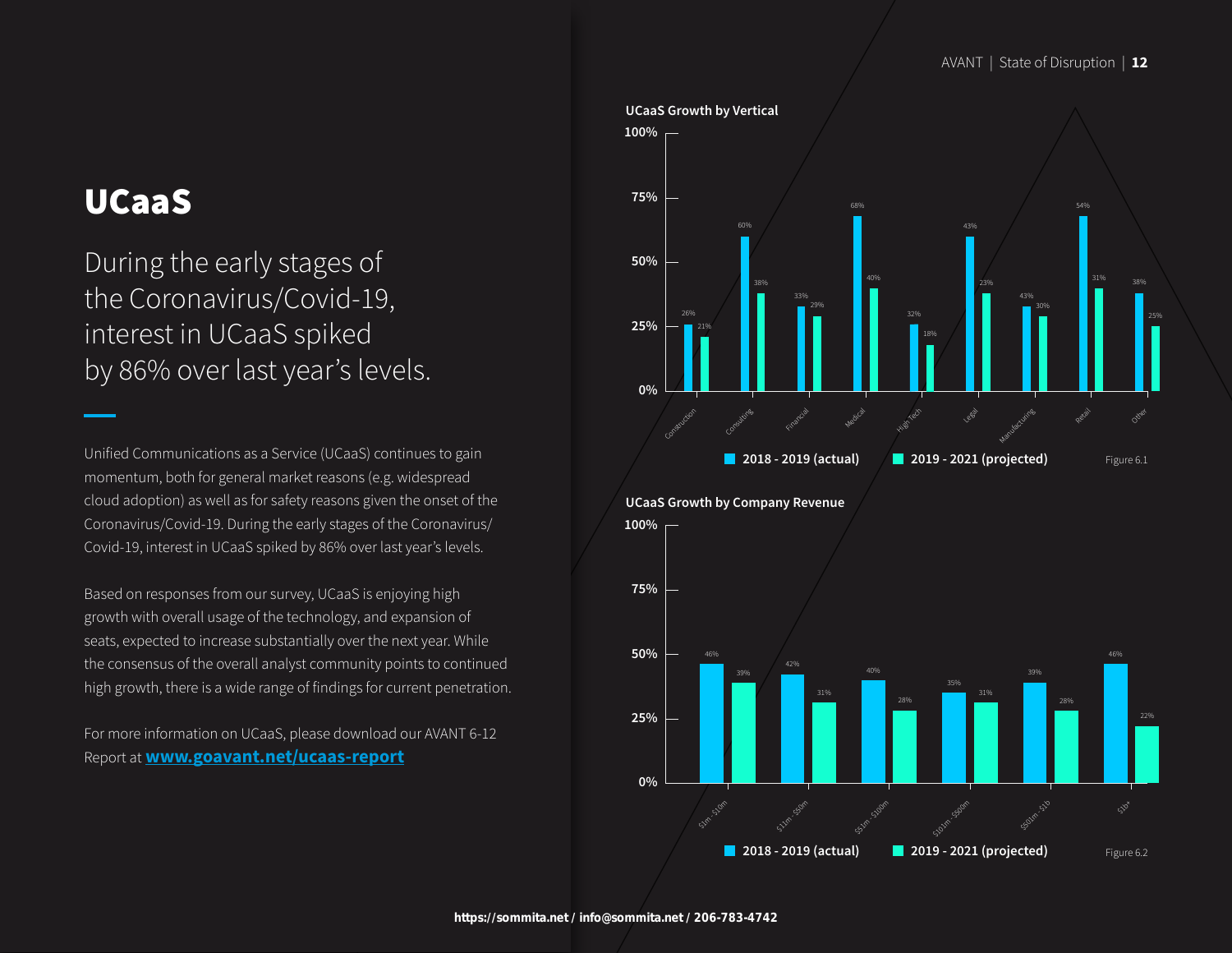# UCaaS

During the early stages of the Coronavirus/Covid-19, interest in UCaaS spiked by 86% over last year's levels.

Unified Communications as a Service (UCaaS) continues to gain momentum, both for general market reasons (e.g. widespread cloud adoption) as well as for safety reasons given the onset of the Coronavirus/Covid-19. During the early stages of the Coronavirus/Covid-19, interest in UCaaS spiked by 86% over last year's levels.

Based on responses from our survey, UCaaS is enjoying high growth with overall usage of the technology, and expansion of seats, expected to increase substantially over the next year. While the consensus of the overall analyst community points to continued high growth, there is a wide range of findings for current penetration.

For more information on UCaaS, please download our AVANT 6-12 Report at **[www.goavant.net/ucaas-report](http://www.goavant.net/ucaas-report)**

**UCaaS Growth by Vertical**

| Vertical | 2018 - 2019 (actual) | 2019 - 2021 (projected) |
|---|---|---|
| Construction | 26% | 21% |
| Consulting | 60% | 38% |
| Financial | 33% | 29% |
| Medical | 68% | 40% |
| High Tech | 32% | 18% |
| Legal | 43% | 23% |
| Manufacturing | 43% | 30% |
| Retail | 54% | 31% |
| Other | 38% | 25% |

Figure 6.1

**UCaaS Growth by Company Revenue**

| Company Revenue | 2018 - 2019 (actual) | 2019 - 2021 (projected) |
|---|---|---|
| $1m - $10m | 46% | 39% |
| $11m - $50m | 42% | 31% |
| $51m - $100m | 40% | 28% |
| $101m - $500m | 35% | 31% |
| $501m - $1b | 39% | 28% |
| $1b+ | 46% | 22% |

Figure 6.2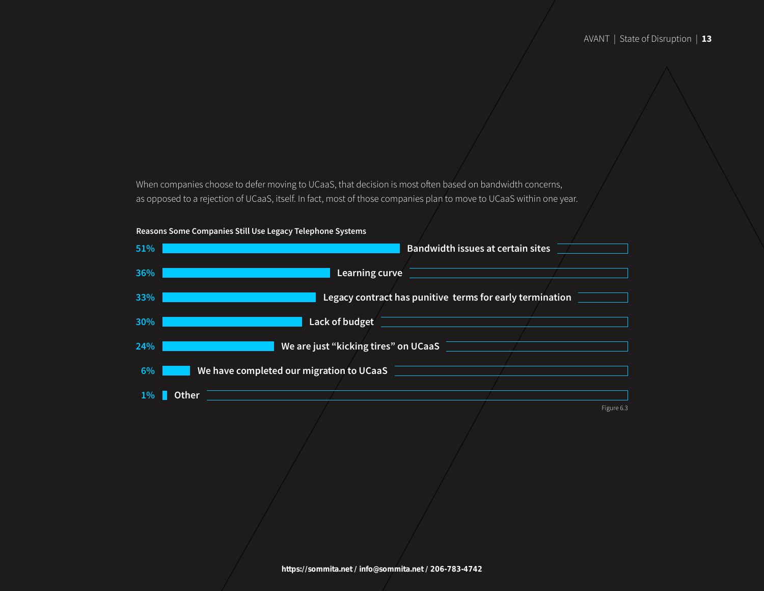When companies choose to defer moving to UCaaS, that decision is most often based on bandwidth concerns, as opposed to a rejection of UCaaS, itself. In fact, most of those companies plan to move to UCaaS within one year.

**Reasons Some Companies Still Use Legacy Telephone Systems**

| Percentage | Reason |
| --- | --- |
| 51% | Bandwidth issues at certain sites |
| 36% | Learning curve |
| 33% | Legacy contract has punitive terms for early termination |
| 30% | Lack of budget |
| 24% | We are just “kicking tires” on UCaaS |
| 6% | We have completed our migration to UCaaS |
| 1% | Other |

Figure 6.3

https://sommita.net / info@sommita.net / 206-783-4742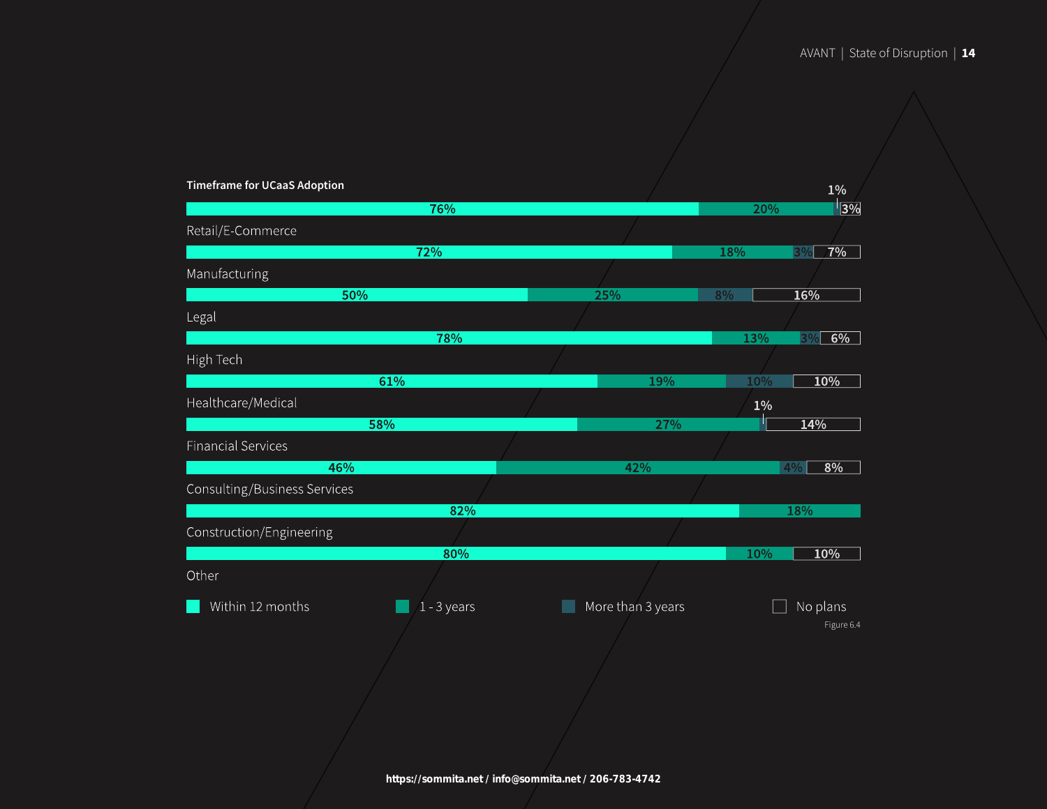**Timeframe for UCaaS Adoption**

| Industry | Within 12 months | 1 - 3 years | More than 3 years | No plans |
|---|---|---|---|---|
| Retail/E-Commerce | 76% | 20% | 1% | 3% |
| Manufacturing | 72% | 18% | 3% | 7% |
| Legal | 50% | 25% | 8% | 16% |
| High Tech | 78% | 13% | 3% | 6% |
| Healthcare/Medical | 61% | 19% | 10% | 10% |
| Financial Services | 58% | 27% | 1% | 14% |
| Consulting/Business Services | 46% | 42% | 4% | 8% |
| Construction/Engineering | 82% | 18% | | |
| Other | 80% | 10% | | 10% |

Figure 6.4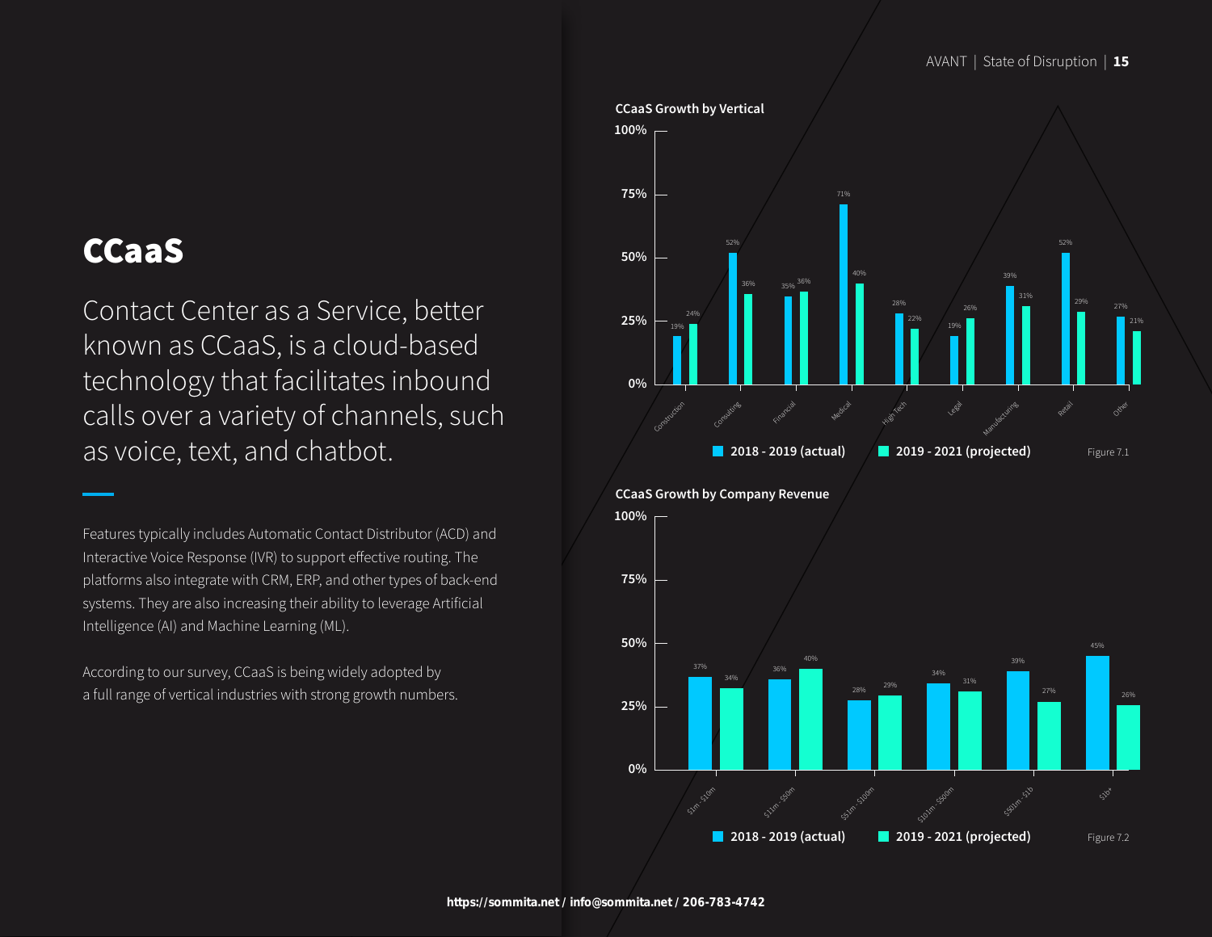# CCaaS

Contact Center as a Service, better known as CCaaS, is a cloud-based technology that facilitates inbound calls over a variety of channels, such as voice, text, and chatbot.

Features typically includes Automatic Contact Distributor (ACD) and Interactive Voice Response (IVR) to support effective routing. The platforms also integrate with CRM, ERP, and other types of back-end systems. They are also increasing their ability to leverage Artificial Intelligence (AI) and Machine Learning (ML).

According to our survey, CCaaS is being widely adopted by a full range of vertical industries with strong growth numbers.

**CCaaS Growth by Vertical**

| Vertical | 2018 - 2019 (actual) | 2019 - 2021 (projected) |
|---|---|---|
| Construction | 19% | 24% |
| Consulting | 52% | 36% |
| Financial | 35% | 36% |
| Medical | 71% | 40% |
| High Tech | 28% | 22% |
| Legal | 19% | 26% |
| Manufacturing | 39% | 31% |
| Retail | 52% | 29% |
| Other | 27% | 21% |

Figure 7.1

**CCaaS Growth by Company Revenue**

| Company Revenue | 2018 - 2019 (actual) | 2019 - 2021 (projected) |
|---|---|---|
| $1m - $10m | 37% | 34% |
| $11m - $50m | 36% | 40% |
| $51m - $100m | 28% | 29% |
| $101m - $500m | 34% | 31% |
| $501m - $1b | 39% | 27% |
| $1b+ | 45% | 26% |

Figure 7.2

**https://sommita.net / info@sommita.net / 206-783-4742**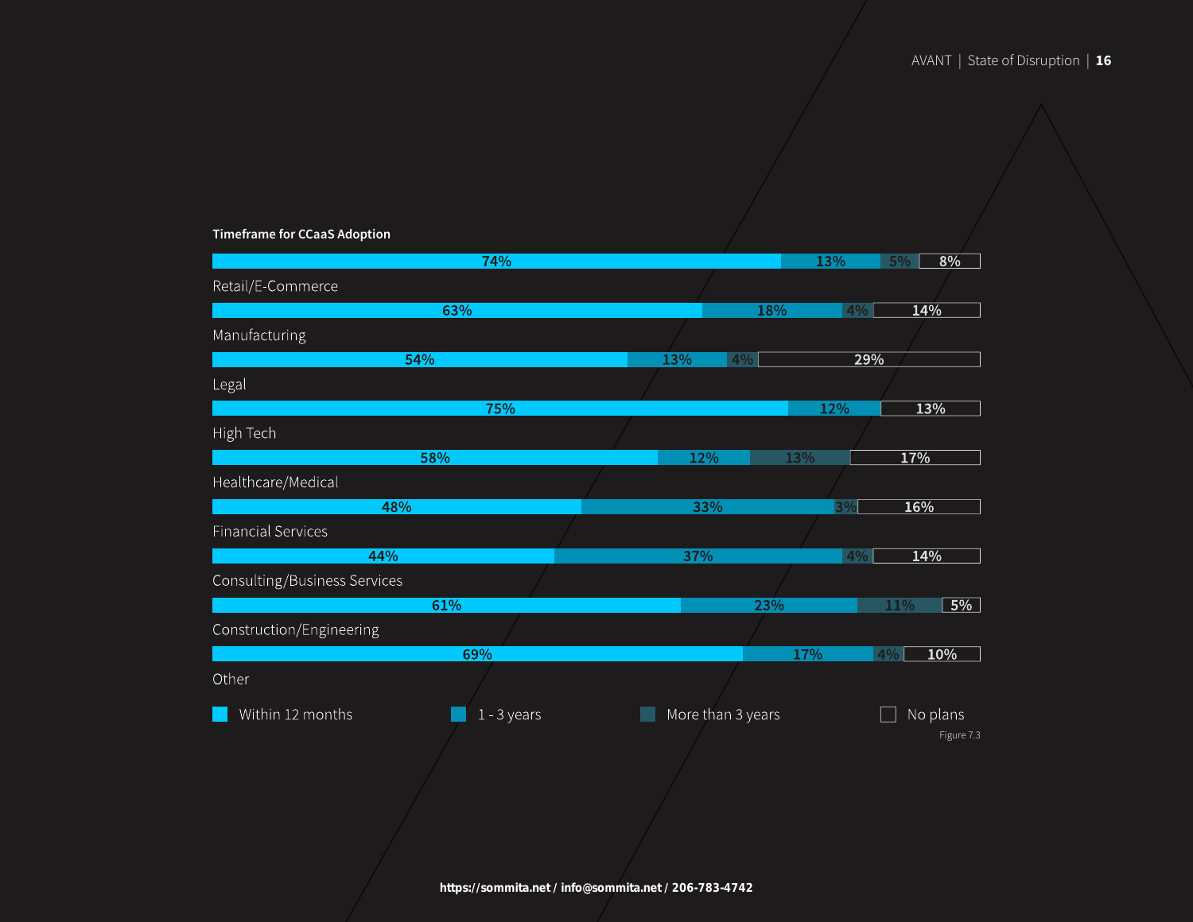**Timeframe for CCaaS Adoption**

| Industry | Within 12 months | 1 - 3 years | More than 3 years | No plans |
|---|---|---|---|---|
| Retail/E-Commerce | 74% | 13% | 5% | 8% |
| Manufacturing | 63% | 18% | 4% | 14% |
| Legal | 54% | 13% | 4% | 29% |
| High Tech | 75% | 12% | | 13% |
| Healthcare/Medical | 58% | 12% | 13% | 17% |
| Financial Services | 48% | 33% | 3% | 16% |
| Consulting/Business Services | 44% | 37% | 4% | 14% |
| Construction/Engineering | 61% | 23% | 11% | 5% |
| Other | 69% | 17% | 4% | 10% |

Figure 7.3

https://sommita.net / info@sommita.net / 206-783-4742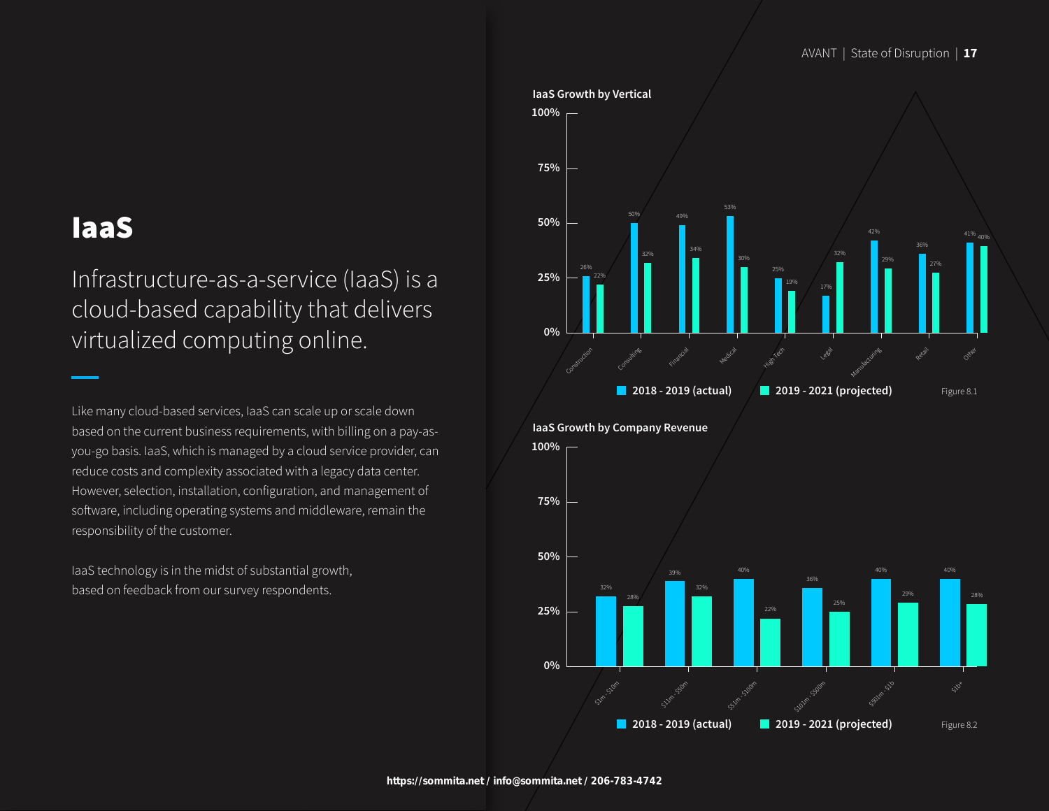# IaaS

## Infrastructure-as-a-service (IaaS) is a cloud-based capability that delivers virtualized computing online.

Like many cloud-based services, IaaS can scale up or scale down based on the current business requirements, with billing on a pay-as-you-go basis. IaaS, which is managed by a cloud service provider, can reduce costs and complexity associated with a legacy data center. However, selection, installation, configuration, and management of software, including operating systems and middleware, remain the responsibility of the customer.

IaaS technology is in the midst of substantial growth, based on feedback from our survey respondents.

**IaaS Growth by Vertical**

| Vertical | 2018 - 2019 (actual) | 2019 - 2021 (projected) |
|---|---|---|
| Construction | 26% | 22% |
| Consulting | 50% | 32% |
| Financial | 49% | 34% |
| Medical | 53% | 30% |
| High Tech | 25% | 19% |
| Legal | 17% | 32% |
| Manufacturing | 42% | 29% |
| Retail | 36% | 27% |
| Other | 41% | 40% |

Figure 8.1

**IaaS Growth by Company Revenue**

| Company Revenue | 2018 - 2019 (actual) | 2019 - 2021 (projected) |
|---|---|---|
| $1m - $10m | 32% | 28% |
| $11m - $50m | 39% | 32% |
| $51m - $100m | 40% | 22% |
| $101m - $500m | 36% | 25% |
| $501m - $1b | 40% | 29% |
| $1b+ | 40% | 28% |

Figure 8.2

https://sommita.net / info@sommita.net / 206-783-4742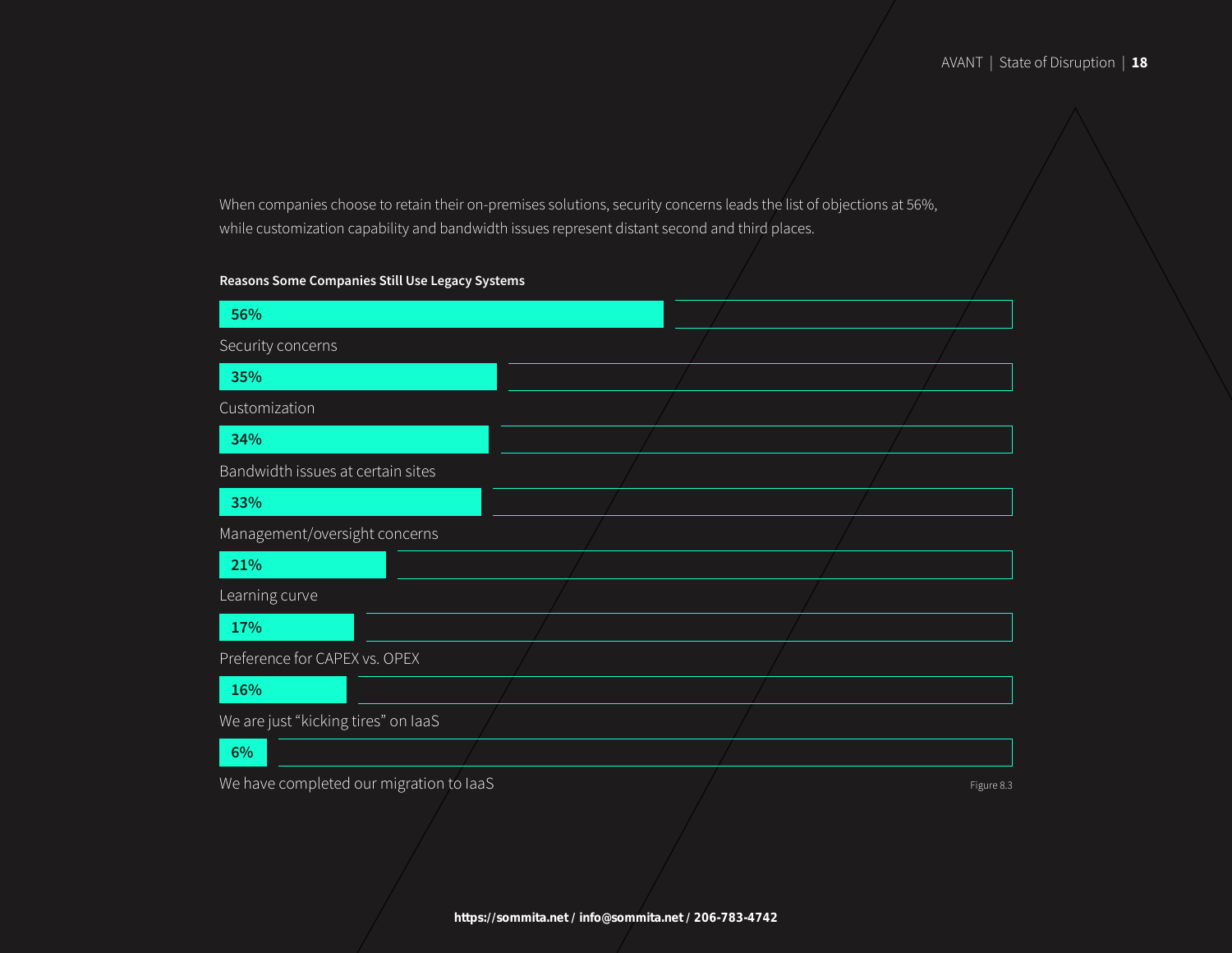When companies choose to retain their on-premises solutions, security concerns leads the list of objections at 56%, while customization capability and bandwidth issues represent distant second and third places.

**Reasons Some Companies Still Use Legacy Systems**

| Reason | Percentage |
| --- | --- |
| Security concerns | 56% |
| Customization | 35% |
| Bandwidth issues at certain sites | 34% |
| Management/oversight concerns | 33% |
| Learning curve | 21% |
| Preference for CAPEX vs. OPEX | 17% |
| We are just “kicking tires” on IaaS | 16% |
| We have completed our migration to IaaS | 6% |

Figure 8.3

https://sommita.net / info@sommita.net / 206-783-4742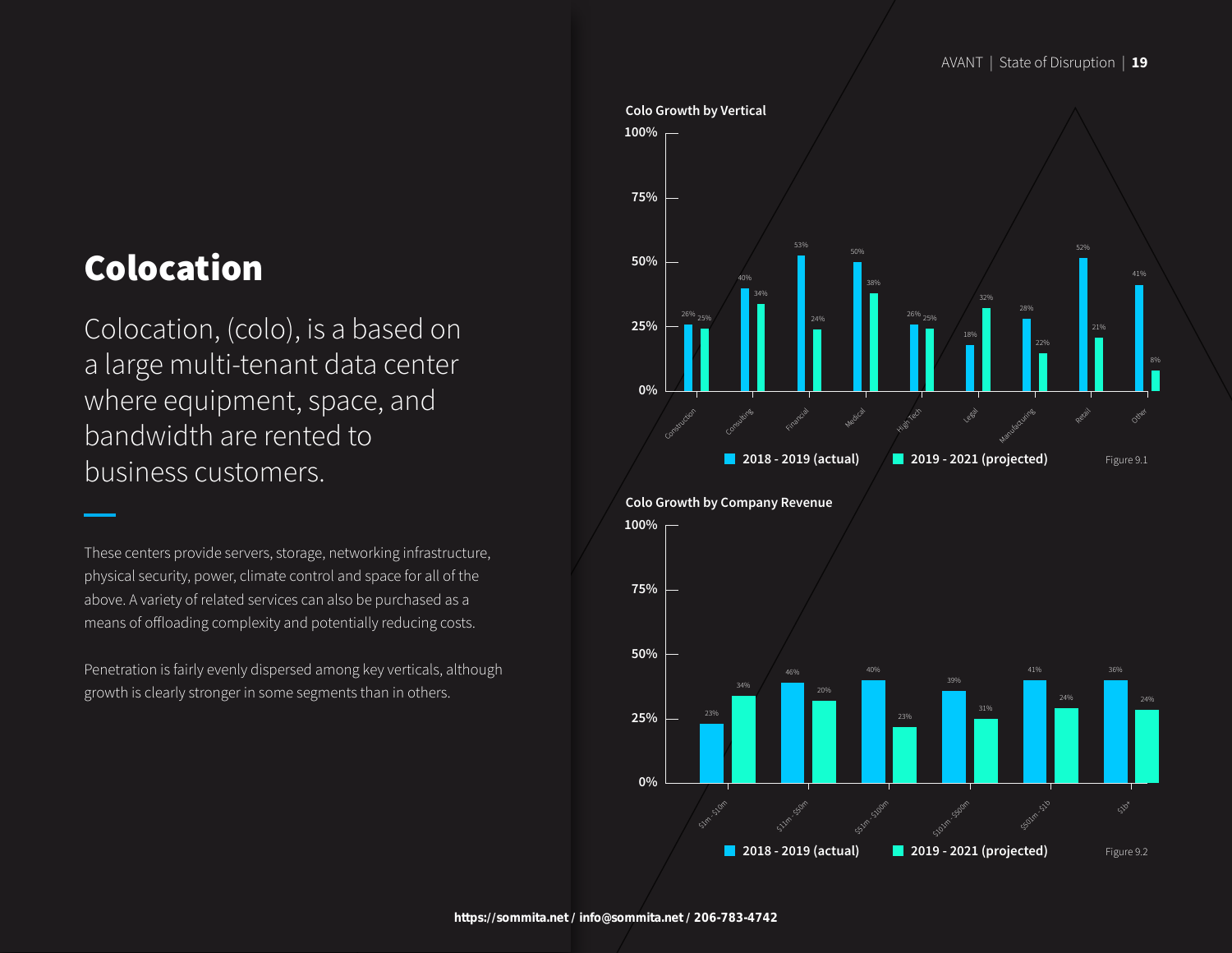# Colocation

Colocation, (colo), is a based on a large multi-tenant data center where equipment, space, and bandwidth are rented to business customers.

These centers provide servers, storage, networking infrastructure, physical security, power, climate control and space for all of the above. A variety of related services can also be purchased as a means of offloading complexity and potentially reducing costs.

Penetration is fairly evenly dispersed among key verticals, although growth is clearly stronger in some segments than in others.

**Colo Growth by Vertical**

| Vertical | 2018 - 2019 (actual) | 2019 - 2021 (projected) |
| --- | --- | --- |
| Construction | 26% | 25% |
| Consulting | 40% | 34% |
| Financial | 53% | 24% |
| Medical | 50% | 38% |
| High Tech | 26% | 25% |
| Legal | 18% | 32% |
| Manufacturing | 28% | 22% |
| Retail | 52% | 21% |
| Other | 41% | 8% |

Figure 9.1

**Colo Growth by Company Revenue**

| Company Revenue | 2018 - 2019 (actual) | 2019 - 2021 (projected) |
| --- | --- | --- |
| $1m - $10m | 23% | 34% |
| $11m - $50m | 46% | 20% |
| $51m - $100m | 40% | 23% |
| $101m - $500m | 39% | 31% |
| $501m - $1b | 41% | 24% |
| $1b+ | 36% | 24% |

Figure 9.2

https://sommita.net / info@sommita.net / 206-783-4742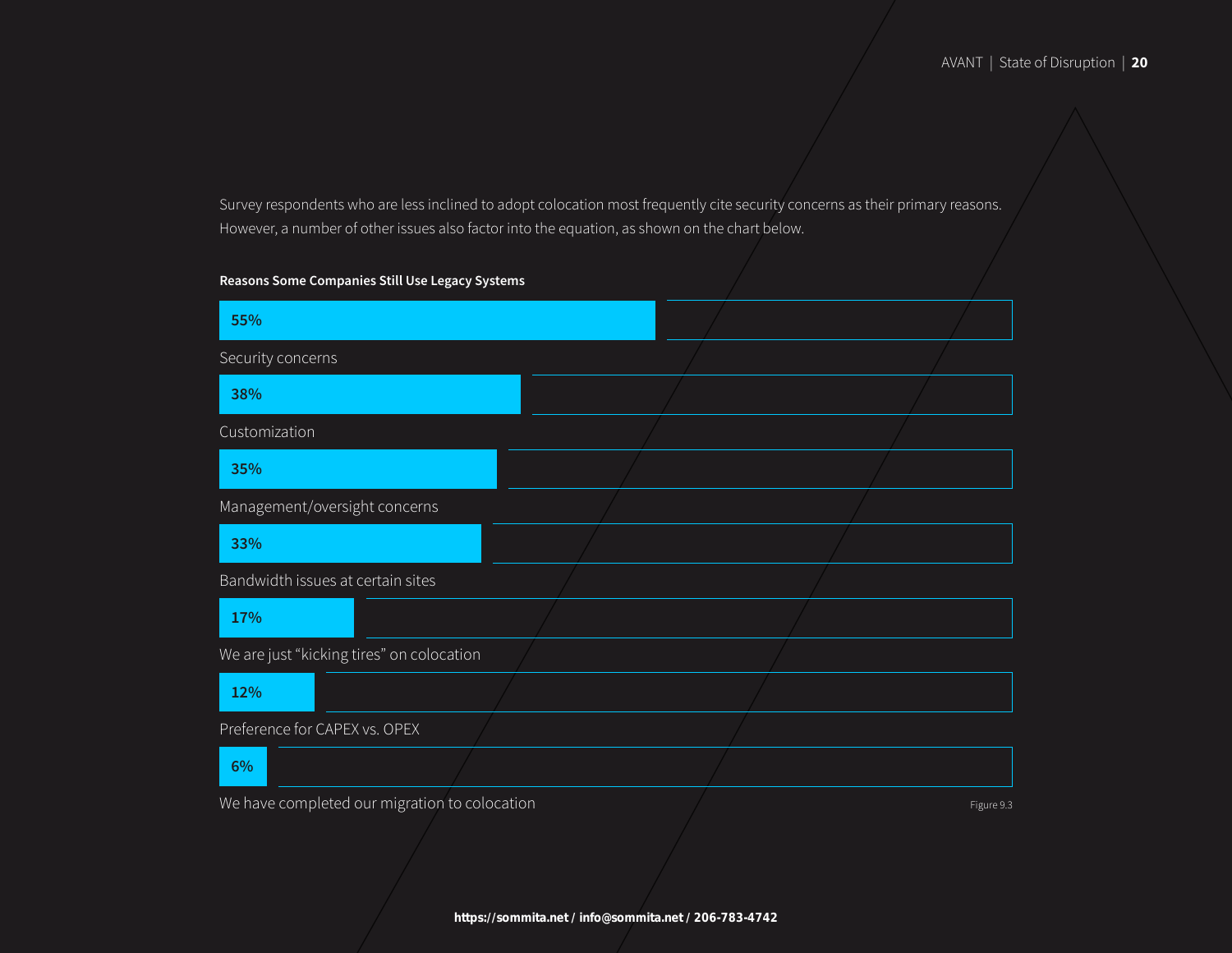Survey respondents who are less inclined to adopt colocation most frequently cite security concerns as their primary reasons. However, a number of other issues also factor into the equation, as shown on the chart below.

**Reasons Some Companies Still Use Legacy Systems**

| Reason | Percentage |
| --- | --- |
| Security concerns | 55% |
| Customization | 38% |
| Management/oversight concerns | 35% |
| Bandwidth issues at certain sites | 33% |
| We are just "kicking tires" on colocation | 17% |
| Preference for CAPEX vs. OPEX | 12% |
| We have completed our migration to colocation | 6% |

Figure 9.3

**https://sommita.net / info@sommita.net / 206-783-4742**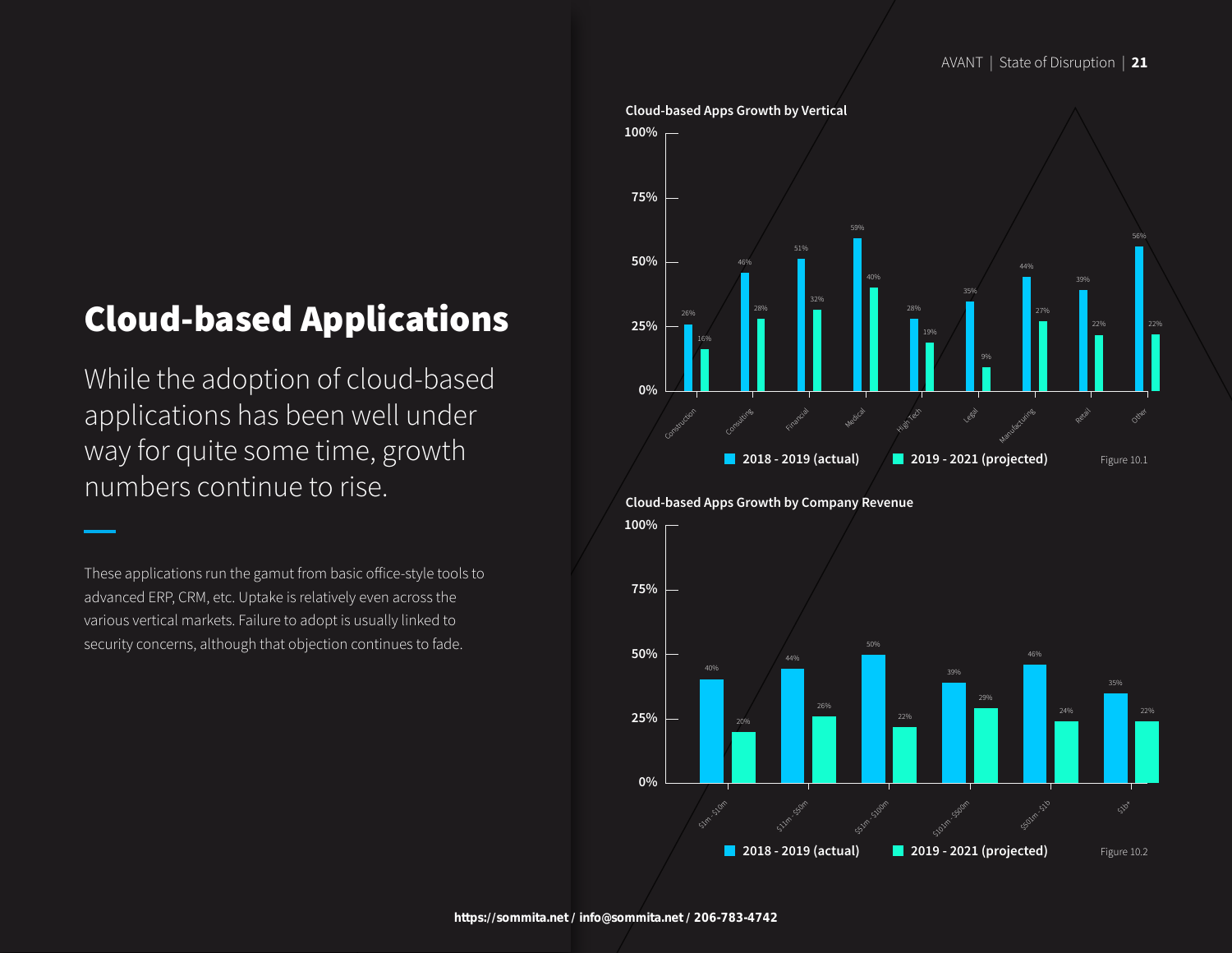# Cloud-based Applications

While the adoption of cloud-based applications has been well under way for quite some time, growth numbers continue to rise.

These applications run the gamut from basic office-style tools to advanced ERP, CRM, etc. Uptake is relatively even across the various vertical markets. Failure to adopt is usually linked to security concerns, although that objection continues to fade.

**Cloud-based Apps Growth by Vertical**

| Vertical | 2018 - 2019 (actual) | 2019 - 2021 (projected) |
|---|---|---|
| Construction | 26% | 16% |
| Consulting | 46% | 28% |
| Financial | 51% | 32% |
| Medical | 59% | 40% |
| High Tech | 28% | 19% |
| Legal | 35% | 9% |
| Manufacturing | 44% | 27% |
| Retail | 39% | 22% |
| Other | 56% | 22% |

Figure 10.1

**Cloud-based Apps Growth by Company Revenue**

| Company Revenue | 2018 - 2019 (actual) | 2019 - 2021 (projected) |
|---|---|---|
| $1m - $10m | 40% | 20% |
| $11m - $50m | 44% | 26% |
| $51m - $100m | 50% | 22% |
| $101m - $500m | 39% | 29% |
| $501m - $1b | 46% | 24% |
| $1b+ | 35% | 22% |

Figure 10.2

**https://sommita.net / info@sommita.net / 206-783-4742**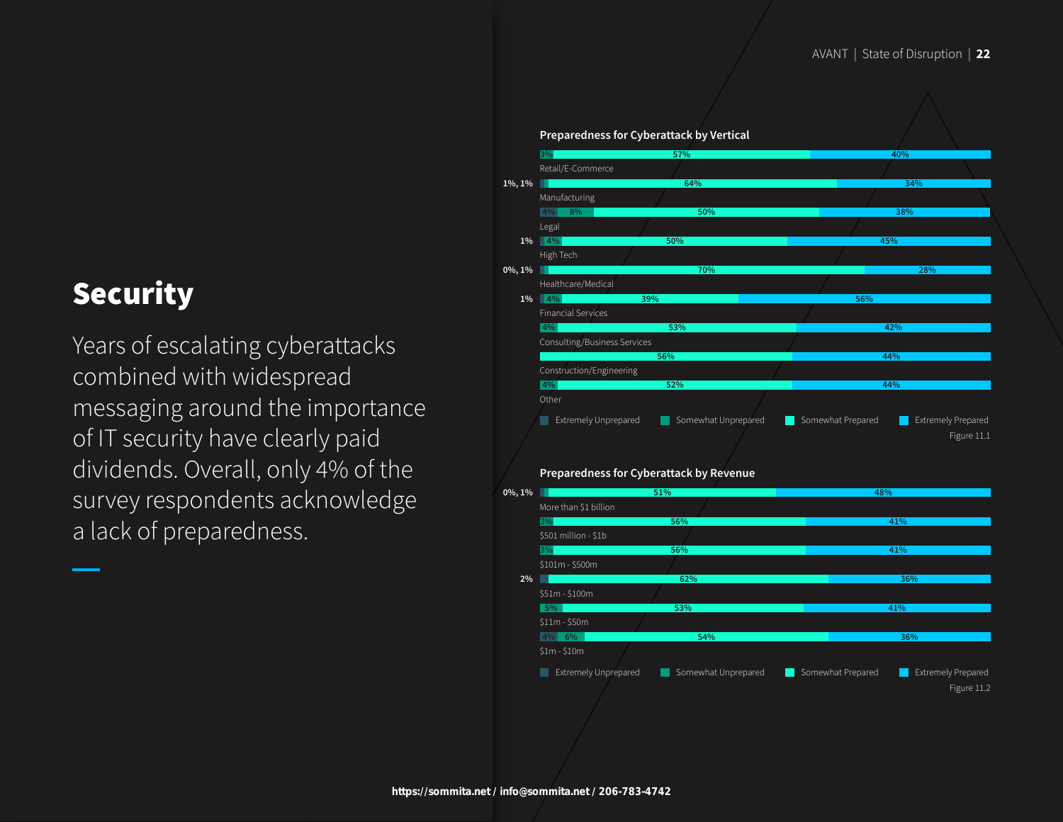# Security

Years of escalating cyberattacks combined with widespread messaging around the importance of IT security have clearly paid dividends. Overall, only 4% of the survey respondents acknowledge a lack of preparedness.

**Preparedness for Cyberattack by Vertical**

| Vertical | Extremely Unprepared | Somewhat Unprepared | Somewhat Prepared | Extremely Prepared |
|---|---|---|---|---|
| Retail/E-Commerce | | 3% | 57% | 40% |
| Manufacturing | 1% | 1% | 64% | 34% |
| Legal | 4% | 8% | 50% | 38% |
| High Tech | 1% | 4% | 50% | 45% |
| Healthcare/Medical | 0% | 1% | 70% | 28% |
| Financial Services | 1% | 4% | 39% | 56% |
| Consulting/Business Services | | 4% | 53% | 42% |
| Construction/Engineering | | | 56% | 44% |
| Other | | 4% | 52% | 44% |

Figure 11.1

**Preparedness for Cyberattack by Revenue**

| Revenue | Extremely Unprepared | Somewhat Unprepared | Somewhat Prepared | Extremely Prepared |
|---|---|---|---|---|
| More than $1 billion | 0% | 1% | 51% | 48% |
| $501 million - $1b | | 3% | 56% | 41% |
| $101m - $500m | | 3% | 56% | 41% |
| $51m - $100m | 2% | | 62% | 36% |
| $11m - $50m | | 5% | 53% | 41% |
| $1m - $10m | 4% | 6% | 54% | 36% |

Figure 11.2

https://sommita.net / info@sommita.net / 206-783-4742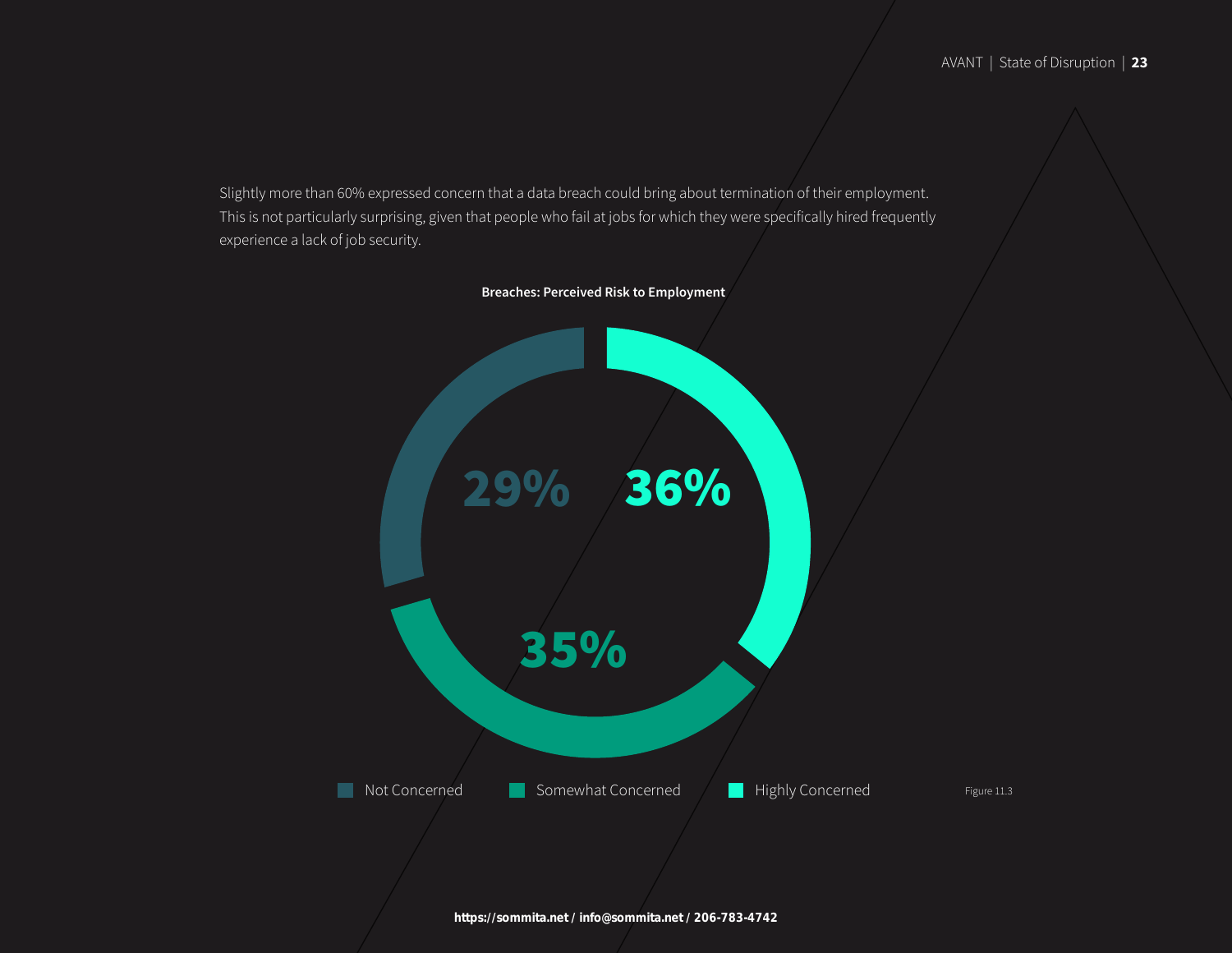Slightly more than 60% expressed concern that a data breach could bring about termination of their employment. This is not particularly surprising, given that people who fail at jobs for which they were specifically hired frequently experience a lack of job security.

**Breaches: Perceived Risk to Employment**

29% 36%

35%

Not Concerned Somewhat Concerned Highly Concerned

Figure 11.3

**https://sommita.net / info@sommita.net / 206-783-4742**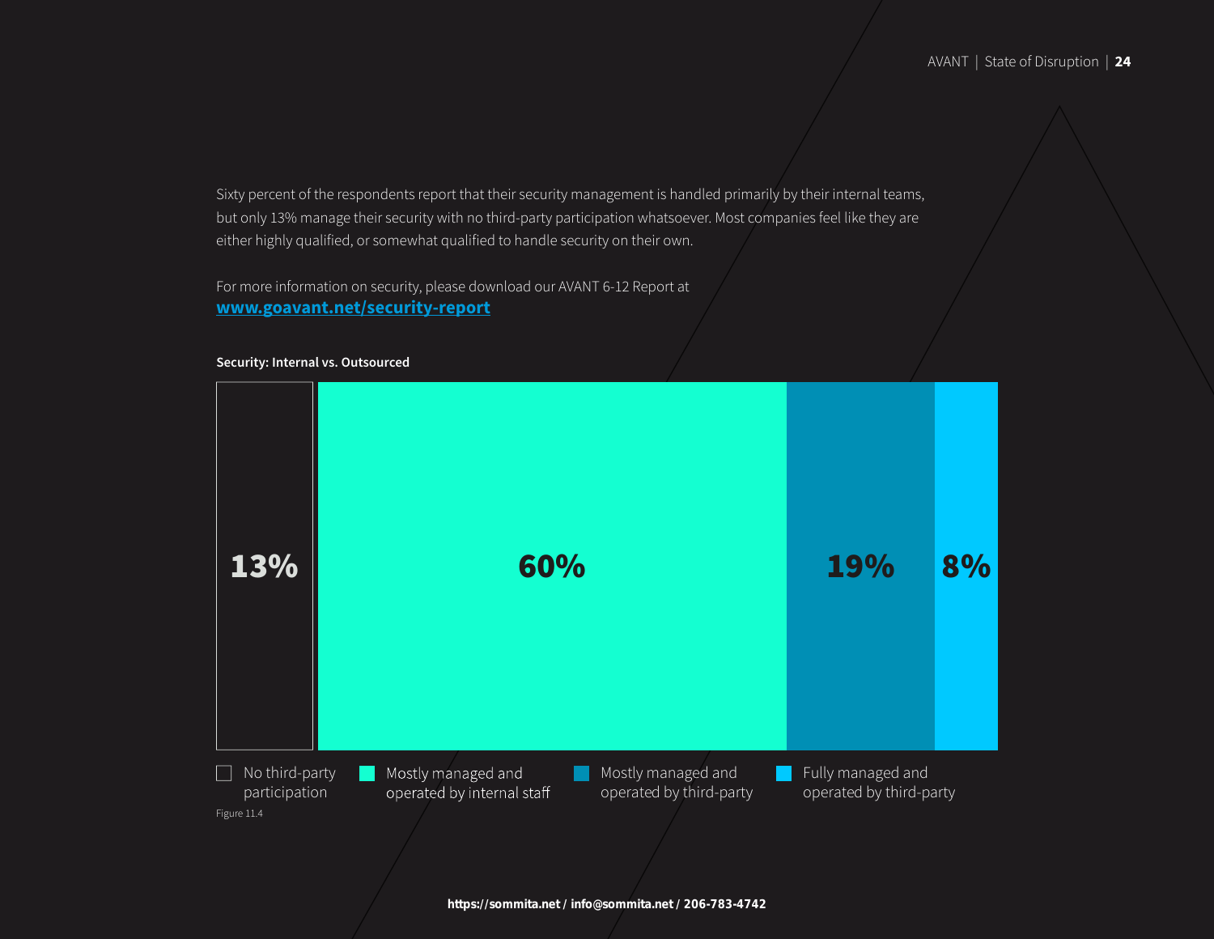Sixty percent of the respondents report that their security management is handled primarily by their internal teams, but only 13% manage their security with no third-party participation whatsoever. Most companies feel like they are either highly qualified, or somewhat qualified to handle security on their own.

For more information on security, please download our AVANT 6-12 Report at
**www.goavant.net/security-report**

**Security: Internal vs. Outsourced**

| Category | Percentage |
| --- | --- |
| No third-party participation | 13% |
| Mostly managed and operated by internal staff | 60% |
| Mostly managed and operated by third-party | 19% |
| Fully managed and operated by third-party | 8% |

Figure 11.4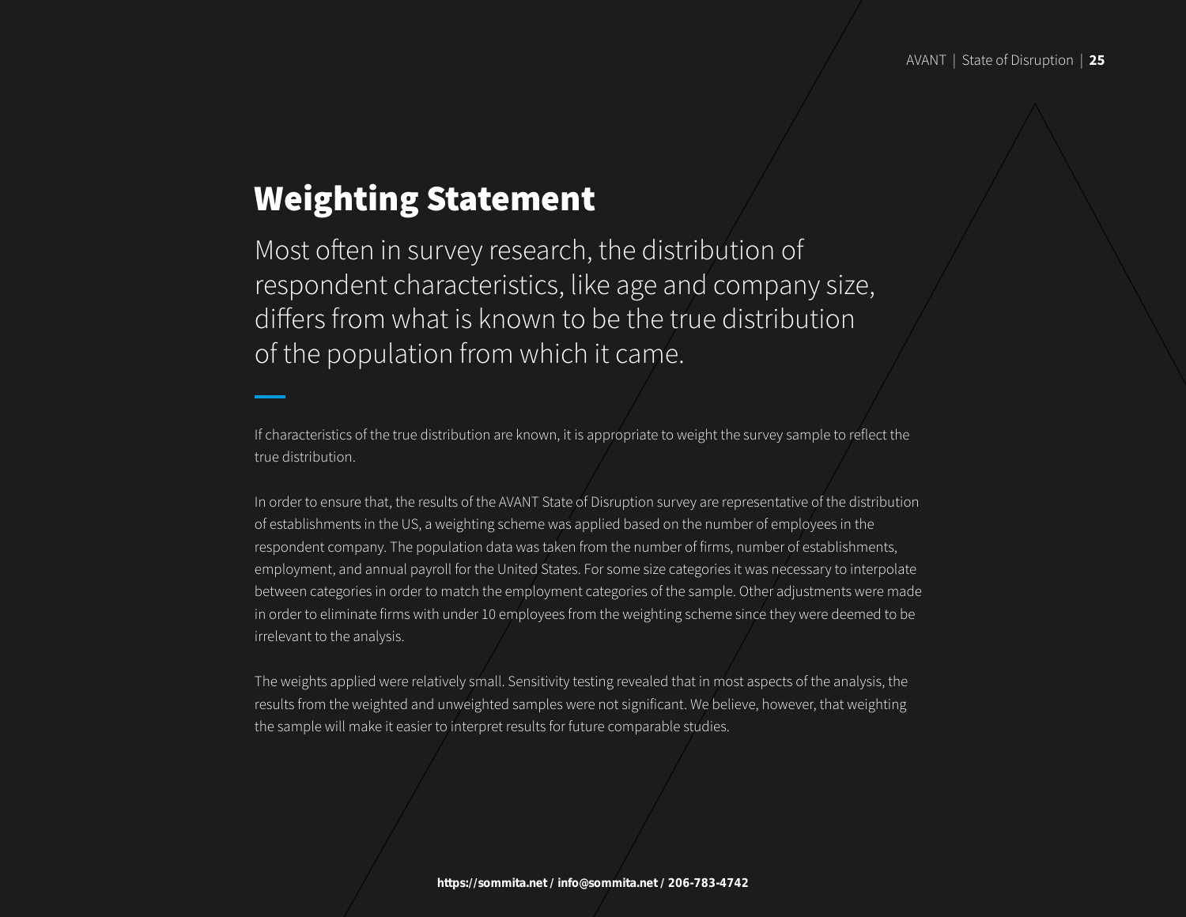# Weighting Statement

Most often in survey research, the distribution of respondent characteristics, like age and company size, differs from what is known to be the true distribution of the population from which it came.

If characteristics of the true distribution are known, it is appropriate to weight the survey sample to reflect the true distribution.

In order to ensure that, the results of the AVANT State of Disruption survey are representative of the distribution of establishments in the US, a weighting scheme was applied based on the number of employees in the respondent company. The population data was taken from the number of firms, number of establishments, employment, and annual payroll for the United States. For some size categories it was necessary to interpolate between categories in order to match the employment categories of the sample. Other adjustments were made in order to eliminate firms with under 10 employees from the weighting scheme since they were deemed to be irrelevant to the analysis.

The weights applied were relatively small. Sensitivity testing revealed that in most aspects of the analysis, the results from the weighted and unweighted samples were not significant. We believe, however, that weighting the sample will make it easier to interpret results for future comparable studies.

**https://sommita.net / info@sommita.net / 206-783-4742**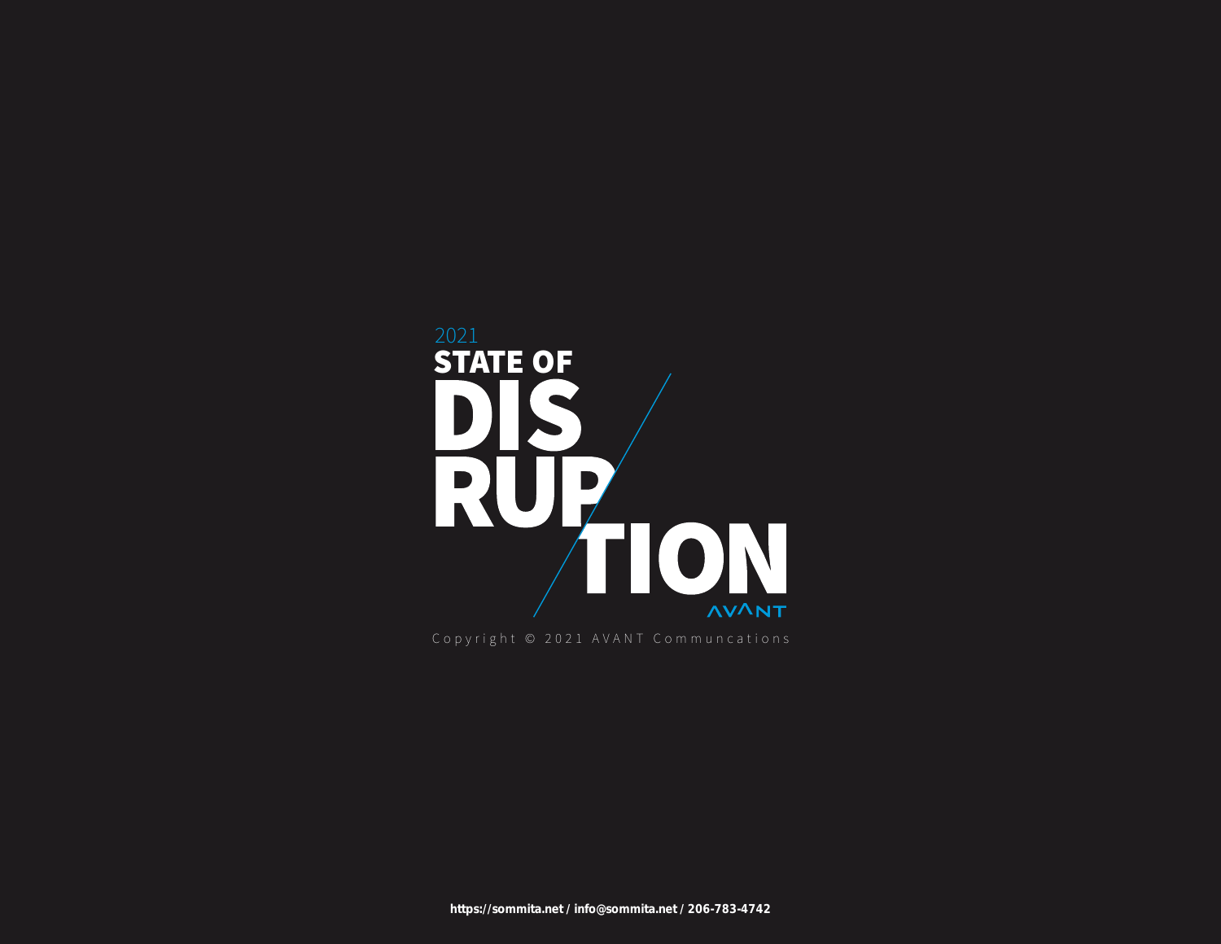2021

# STATE OF DISRUPTION

AVANT

Copyright © 2021 AVANT Communcations

https://sommita.net / info@sommita.net / 206-783-4742